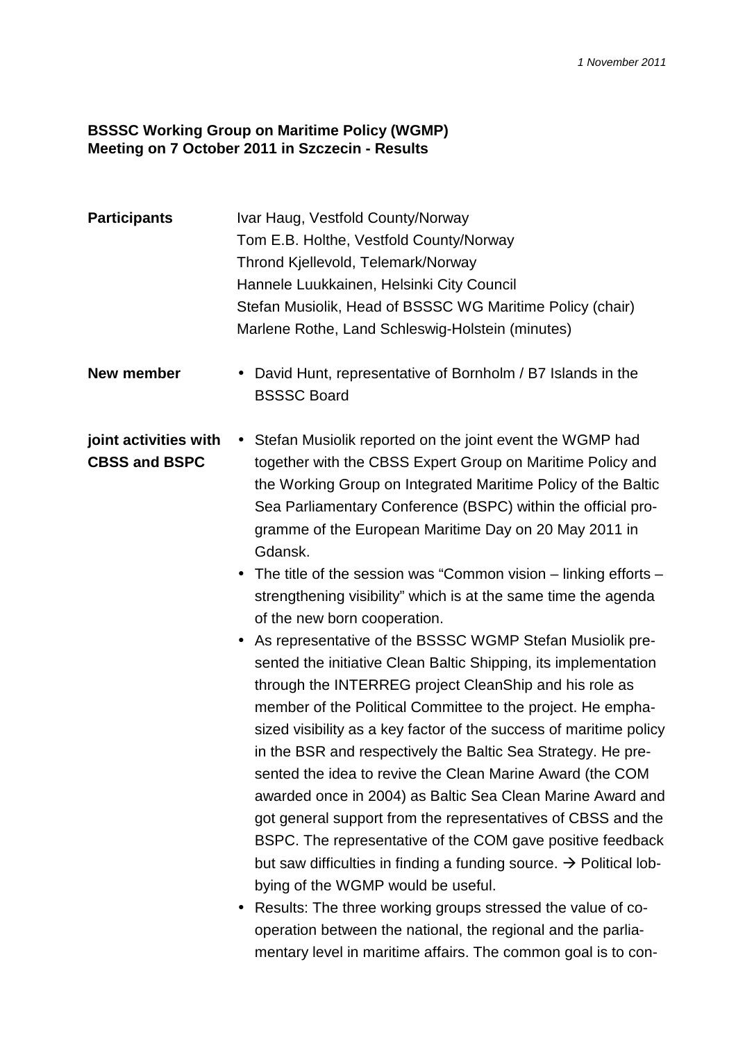*1 November 2011*

**BSSSC Working Group on Maritime Policy (WGMP)**
**Meeting on 7 October 2011 in Szczecin - Results**

**Participants**

Ivar Haug, Vestfold County/Norway
Tom E.B. Holthe, Vestfold County/Norway
Thrond Kjellevold, Telemark/Norway
Hannele Luukkainen, Helsinki City Council
Stefan Musiolik, Head of BSSSC WG Maritime Policy (chair)
Marlene Rothe, Land Schleswig-Holstein (minutes)

**New member**

- David Hunt, representative of Bornholm / B7 Islands in the BSSSC Board

**joint activities with CBSS and BSPC**

- Stefan Musiolik reported on the joint event the WGMP had together with the CBSS Expert Group on Maritime Policy and the Working Group on Integrated Maritime Policy of the Baltic Sea Parliamentary Conference (BSPC) within the official programme of the European Maritime Day on 20 May 2011 in Gdansk.
- The title of the session was “Common vision – linking efforts – strengthening visibility” which is at the same time the agenda of the new born cooperation.
- As representative of the BSSSC WGMP Stefan Musiolik presented the initiative Clean Baltic Shipping, its implementation through the INTERREG project CleanShip and his role as member of the Political Committee to the project. He emphasized visibility as a key factor of the success of maritime policy in the BSR and respectively the Baltic Sea Strategy. He presented the idea to revive the Clean Marine Award (the COM awarded once in 2004) as Baltic Sea Clean Marine Award and got general support from the representatives of CBSS and the BSPC. The representative of the COM gave positive feedback but saw difficulties in finding a funding source. → Political lobbying of the WGMP would be useful.
- Results: The three working groups stressed the value of cooperation between the national, the regional and the parliamentary level in maritime affairs. The common goal is to con-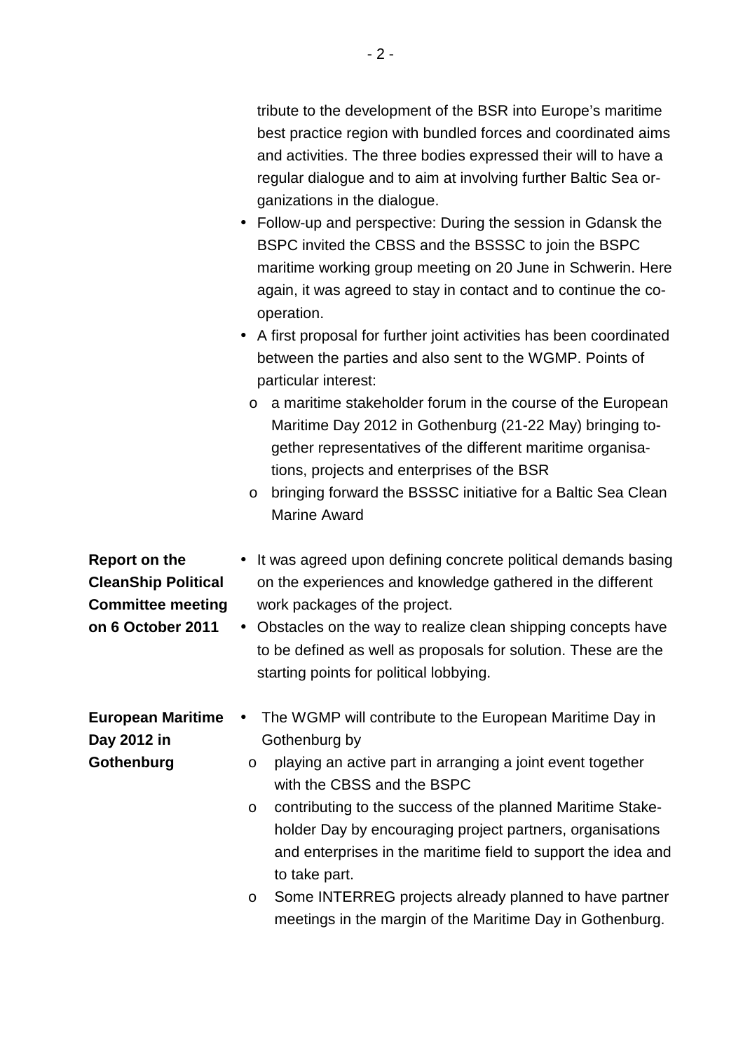tribute to the development of the BSR into Europe's maritime best practice region with bundled forces and coordinated aims and activities. The three bodies expressed their will to have a regular dialogue and to aim at involving further Baltic Sea organizations in the dialogue.

- Follow-up and perspective: During the session in Gdansk the BSPC invited the CBSS and the BSSSC to join the BSPC maritime working group meeting on 20 June in Schwerin. Here again, it was agreed to stay in contact and to continue the co-operation.
- A first proposal for further joint activities has been coordinated between the parties and also sent to the WGMP. Points of particular interest:
  - a maritime stakeholder forum in the course of the European Maritime Day 2012 in Gothenburg (21-22 May) bringing together representatives of the different maritime organisations, projects and enterprises of the BSR
  - bringing forward the BSSSC initiative for a Baltic Sea Clean Marine Award

**Report on the CleanShip Political Committee meeting on 6 October 2011**

- It was agreed upon defining concrete political demands basing on the experiences and knowledge gathered in the different work packages of the project.
- Obstacles on the way to realize clean shipping concepts have to be defined as well as proposals for solution. These are the starting points for political lobbying.

**European Maritime Day 2012 in Gothenburg**

- The WGMP will contribute to the European Maritime Day in Gothenburg by
  - playing an active part in arranging a joint event together with the CBSS and the BSPC
  - contributing to the success of the planned Maritime Stakeholder Day by encouraging project partners, organisations and enterprises in the maritime field to support the idea and to take part.
  - Some INTERREG projects already planned to have partner meetings in the margin of the Maritime Day in Gothenburg.